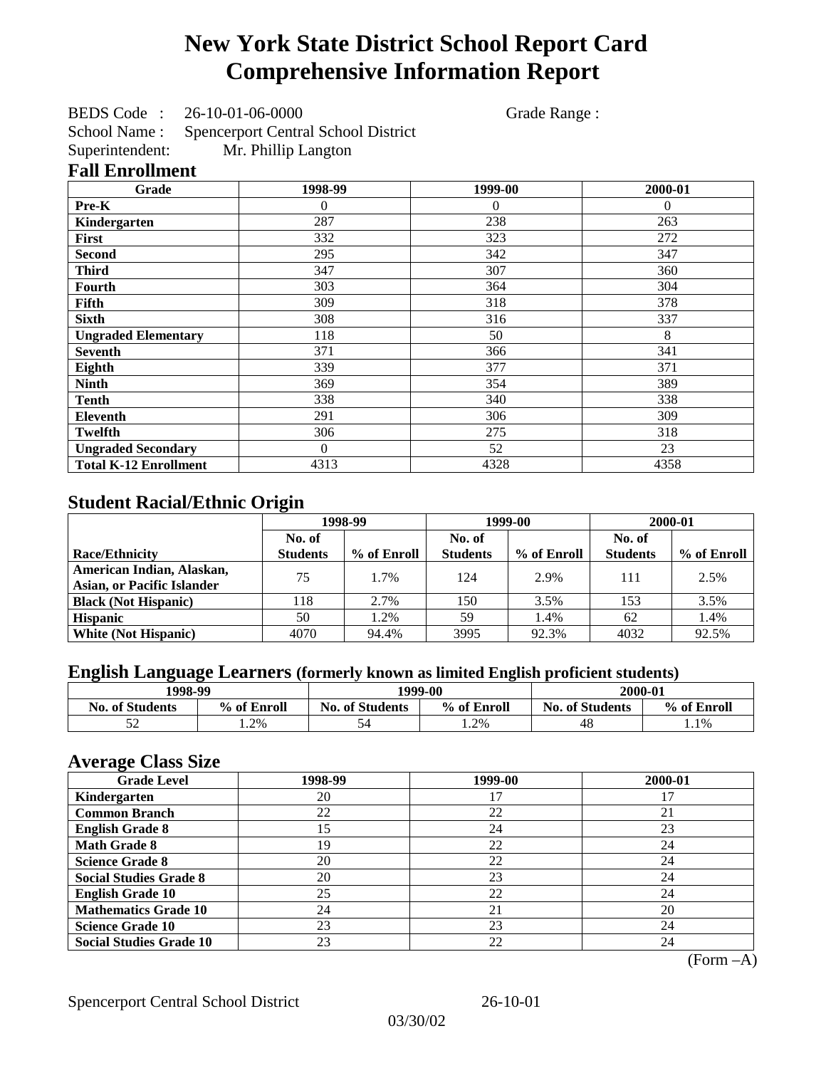# New York State District School Report Card
# Comprehensive Information Report

BEDS Code : 26-10-01-06-0000 Grade Range :

School Name : Spencerport Central School District

Superintendent: Mr. Phillip Langton

## Fall Enrollment

| Grade | 1998-99 | 1999-00 | 2000-01 |
|---|---|---|---|
| **Pre-K** | 0 | 0 | 0 |
| **Kindergarten** | 287 | 238 | 263 |
| **First** | 332 | 323 | 272 |
| **Second** | 295 | 342 | 347 |
| **Third** | 347 | 307 | 360 |
| **Fourth** | 303 | 364 | 304 |
| **Fifth** | 309 | 318 | 378 |
| **Sixth** | 308 | 316 | 337 |
| **Ungraded Elementary** | 118 | 50 | 8 |
| **Seventh** | 371 | 366 | 341 |
| **Eighth** | 339 | 377 | 371 |
| **Ninth** | 369 | 354 | 389 |
| **Tenth** | 338 | 340 | 338 |
| **Eleventh** | 291 | 306 | 309 |
| **Twelfth** | 306 | 275 | 318 |
| **Ungraded Secondary** | 0 | 52 | 23 |
| **Total K-12 Enrollment** | 4313 | 4328 | 4358 |

## Student Racial/Ethnic Origin

| | 1998-99 | | 1999-00 | | 2000-01 | |
|---|---|---|---|---|---|---|
| **Race/Ethnicity** | **No. of Students** | **% of Enroll** | **No. of Students** | **% of Enroll** | **No. of Students** | **% of Enroll** |
| **American Indian, Alaskan, Asian, or Pacific Islander** | 75 | 1.7% | 124 | 2.9% | 111 | 2.5% |
| **Black (Not Hispanic)** | 118 | 2.7% | 150 | 3.5% | 153 | 3.5% |
| **Hispanic** | 50 | 1.2% | 59 | 1.4% | 62 | 1.4% |
| **White (Not Hispanic)** | 4070 | 94.4% | 3995 | 92.3% | 4032 | 92.5% |

## English Language Learners (formerly known as limited English proficient students)

| 1998-99 | | 1999-00 | | 2000-01 | |
|---|---|---|---|---|---|
| **No. of Students** | **% of Enroll** | **No. of Students** | **% of Enroll** | **No. of Students** | **% of Enroll** |
| 52 | 1.2% | 54 | 1.2% | 48 | 1.1% |

## Average Class Size

| Grade Level | 1998-99 | 1999-00 | 2000-01 |
|---|---|---|---|
| **Kindergarten** | 20 | 17 | 17 |
| **Common Branch** | 22 | 22 | 21 |
| **English Grade 8** | 15 | 24 | 23 |
| **Math Grade 8** | 19 | 22 | 24 |
| **Science Grade 8** | 20 | 22 | 24 |
| **Social Studies Grade 8** | 20 | 23 | 24 |
| **English Grade 10** | 25 | 22 | 24 |
| **Mathematics Grade 10** | 24 | 21 | 20 |
| **Science Grade 10** | 23 | 23 | 24 |
| **Social Studies Grade 10** | 23 | 22 | 24 |

(Form –A)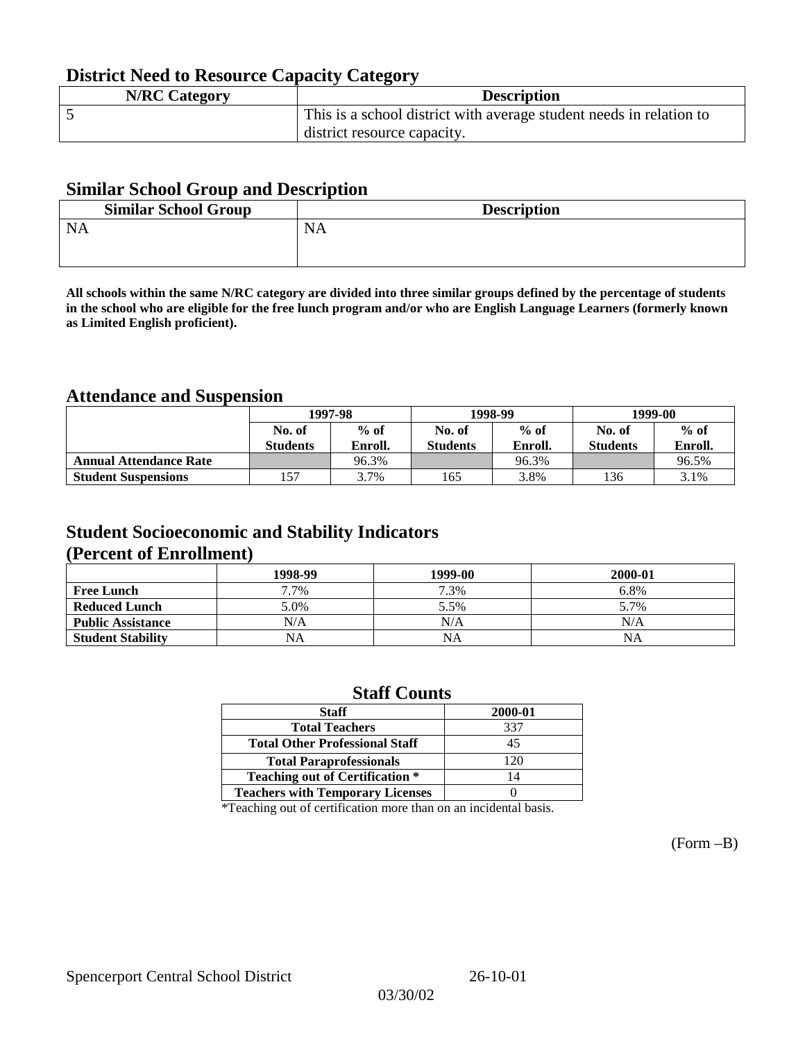## District Need to Resource Capacity Category

| N/RC Category | Description |
|---|---|
| 5 | This is a school district with average student needs in relation to district resource capacity. |

## Similar School Group and Description

| Similar School Group | Description |
|---|---|
| NA | NA |

**All schools within the same N/RC category are divided into three similar groups defined by the percentage of students in the school who are eligible for the free lunch program and/or who are English Language Learners (formerly known as Limited English proficient).**

## Attendance and Suspension

| | 1997-98 | | 1998-99 | | 1999-00 | |
|---|---|---|---|---|---|---|
| | No. of Students | % of Enroll. | No. of Students | % of Enroll. | No. of Students | % of Enroll. |
| **Annual Attendance Rate** | | 96.3% | | 96.3% | | 96.5% |
| **Student Suspensions** | 157 | 3.7% | 165 | 3.8% | 136 | 3.1% |

## Student Socioeconomic and Stability Indicators (Percent of Enrollment)

| | 1998-99 | 1999-00 | 2000-01 |
|---|---|---|---|
| **Free Lunch** | 7.7% | 7.3% | 6.8% |
| **Reduced Lunch** | 5.0% | 5.5% | 5.7% |
| **Public Assistance** | N/A | N/A | N/A |
| **Student Stability** | NA | NA | NA |

## Staff Counts

| Staff | 2000-01 |
|---|---|
| Total Teachers | 337 |
| Total Other Professional Staff | 45 |
| Total Paraprofessionals | 120 |
| Teaching out of Certification * | 14 |
| Teachers with Temporary Licenses | 0 |

*Teaching out of certification more than on an incidental basis.

(Form –B)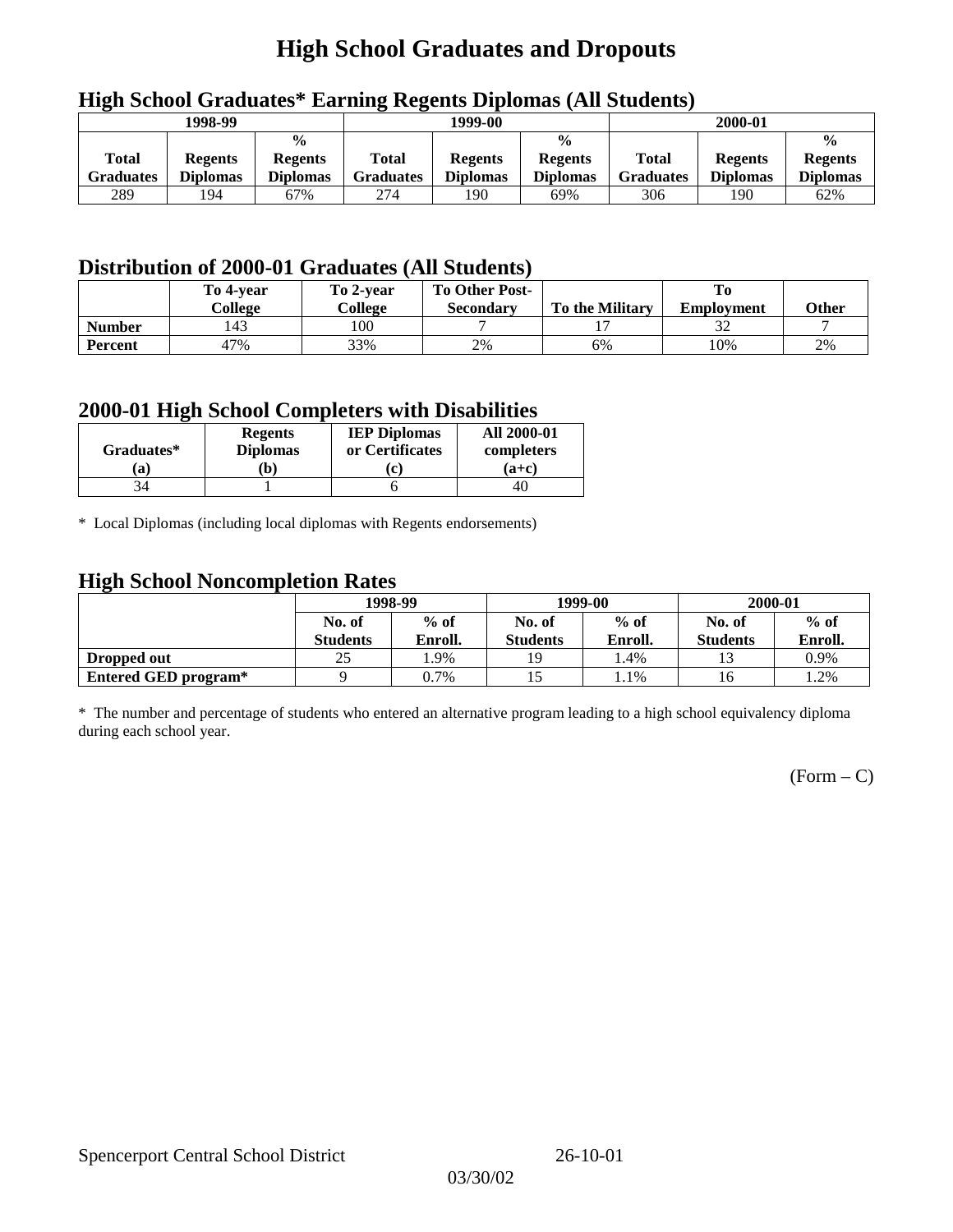# High School Graduates and Dropouts

## High School Graduates* Earning Regents Diplomas (All Students)

| 1998-99 | | | 1999-00 | | | 2000-01 | | |
|---|---|---|---|---|---|---|---|---|
| Total Graduates | Regents Diplomas | % Regents Diplomas | Total Graduates | Regents Diplomas | % Regents Diplomas | Total Graduates | Regents Diplomas | % Regents Diplomas |
| 289 | 194 | 67% | 274 | 190 | 69% | 306 | 190 | 62% |

## Distribution of 2000-01 Graduates (All Students)

| | To 4-year College | To 2-year College | To Other Post-Secondary | To the Military | To Employment | Other |
|---|---|---|---|---|---|---|
| **Number** | 143 | 100 | 7 | 17 | 32 | 7 |
| **Percent** | 47% | 33% | 2% | 6% | 10% | 2% |

## 2000-01 High School Completers with Disabilities

| Graduates* (a) | Regents Diplomas (b) | IEP Diplomas or Certificates (c) | All 2000-01 completers (a+c) |
|---|---|---|---|
| 34 | 1 | 6 | 40 |

* Local Diplomas (including local diplomas with Regents endorsements)

## High School Noncompletion Rates

| | 1998-99 | | 1999-00 | | 2000-01 | |
|---|---|---|---|---|---|---|
| | No. of Students | % of Enroll. | No. of Students | % of Enroll. | No. of Students | % of Enroll. |
| **Dropped out** | 25 | 1.9% | 19 | 1.4% | 13 | 0.9% |
| **Entered GED program*** | 9 | 0.7% | 15 | 1.1% | 16 | 1.2% |

* The number and percentage of students who entered an alternative program leading to a high school equivalency diploma during each school year.

(Form – C)

Spencerport Central School District 26-10-01

03/30/02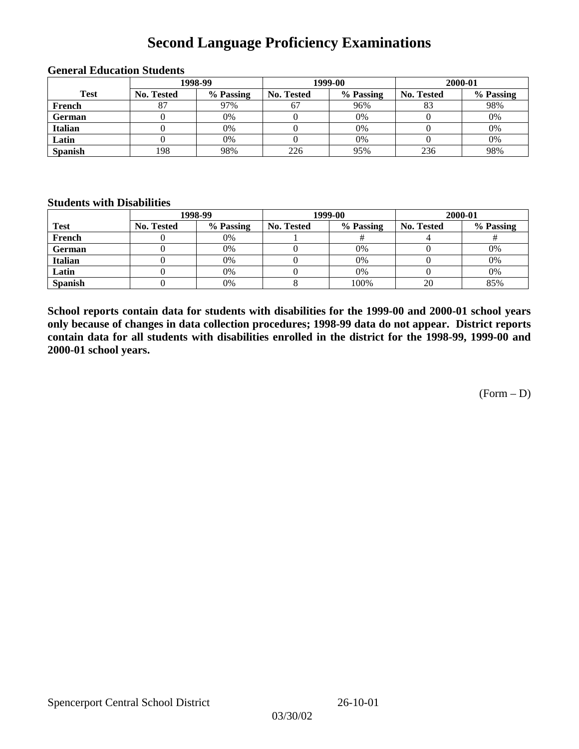# Second Language Proficiency Examinations

### General Education Students

| Test | 1998-99 | | 1999-00 | | 2000-01 | |
|---|---|---|---|---|---|---|
| | No. Tested | % Passing | No. Tested | % Passing | No. Tested | % Passing |
| French | 87 | 97% | 67 | 96% | 83 | 98% |
| German | 0 | 0% | 0 | 0% | 0 | 0% |
| Italian | 0 | 0% | 0 | 0% | 0 | 0% |
| Latin | 0 | 0% | 0 | 0% | 0 | 0% |
| Spanish | 198 | 98% | 226 | 95% | 236 | 98% |

### Students with Disabilities

| Test | 1998-99 | | 1999-00 | | 2000-01 | |
|---|---|---|---|---|---|---|
| | No. Tested | % Passing | No. Tested | % Passing | No. Tested | % Passing |
| French | 0 | 0% | 1 | # | 4 | # |
| German | 0 | 0% | 0 | 0% | 0 | 0% |
| Italian | 0 | 0% | 0 | 0% | 0 | 0% |
| Latin | 0 | 0% | 0 | 0% | 0 | 0% |
| Spanish | 0 | 0% | 8 | 100% | 20 | 85% |

**School reports contain data for students with disabilities for the 1999-00 and 2000-01 school years only because of changes in data collection procedures; 1998-99 data do not appear. District reports contain data for all students with disabilities enrolled in the district for the 1998-99, 1999-00 and 2000-01 school years.**

(Form – D)

Spencerport Central School District 26-10-01

03/30/02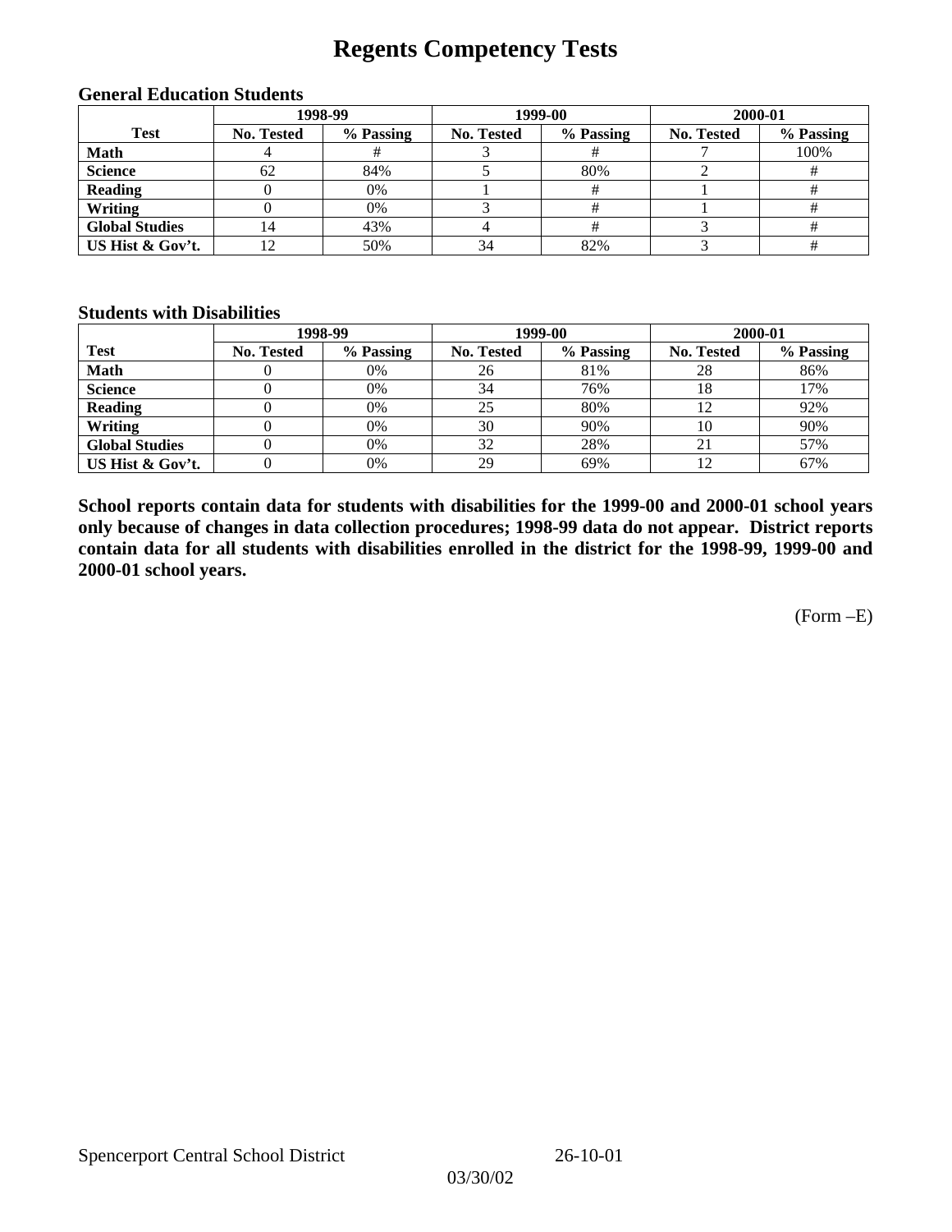# Regents Competency Tests

### General Education Students

| Test | 1998-99 | | 1999-00 | | 2000-01 | |
|---|---|---|---|---|---|---|
| | No. Tested | % Passing | No. Tested | % Passing | No. Tested | % Passing |
| **Math** | 4 | # | 3 | # | 7 | 100% |
| **Science** | 62 | 84% | 5 | 80% | 2 | # |
| **Reading** | 0 | 0% | 1 | # | 1 | # |
| **Writing** | 0 | 0% | 3 | # | 1 | # |
| **Global Studies** | 14 | 43% | 4 | # | 3 | # |
| **US Hist & Gov't.** | 12 | 50% | 34 | 82% | 3 | # |

### Students with Disabilities

| Test | 1998-99 | | 1999-00 | | 2000-01 | |
|---|---|---|---|---|---|---|
| | No. Tested | % Passing | No. Tested | % Passing | No. Tested | % Passing |
| **Math** | 0 | 0% | 26 | 81% | 28 | 86% |
| **Science** | 0 | 0% | 34 | 76% | 18 | 17% |
| **Reading** | 0 | 0% | 25 | 80% | 12 | 92% |
| **Writing** | 0 | 0% | 30 | 90% | 10 | 90% |
| **Global Studies** | 0 | 0% | 32 | 28% | 21 | 57% |
| **US Hist & Gov't.** | 0 | 0% | 29 | 69% | 12 | 67% |

**School reports contain data for students with disabilities for the 1999-00 and 2000-01 school years only because of changes in data collection procedures; 1998-99 data do not appear. District reports contain data for all students with disabilities enrolled in the district for the 1998-99, 1999-00 and 2000-01 school years.**

(Form –E)

Spencerport Central School District 26-10-01

03/30/02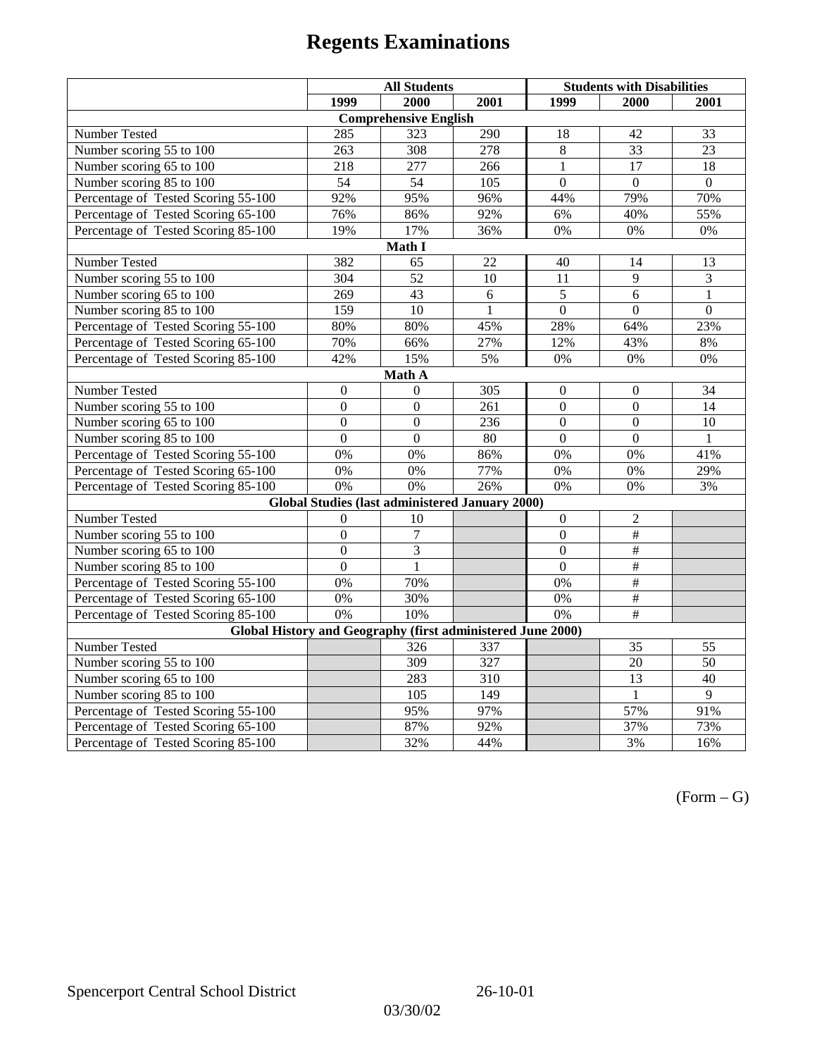# Regents Examinations

| | All Students | | | Students with Disabilities | | |
|---|---|---|---|---|---|---|
| | 1999 | 2000 | 2001 | 1999 | 2000 | 2001 |
| **Comprehensive English** | | | | | | |
| Number Tested | 285 | 323 | 290 | 18 | 42 | 33 |
| Number scoring 55 to 100 | 263 | 308 | 278 | 8 | 33 | 23 |
| Number scoring 65 to 100 | 218 | 277 | 266 | 1 | 17 | 18 |
| Number scoring 85 to 100 | 54 | 54 | 105 | 0 | 0 | 0 |
| Percentage of Tested Scoring 55-100 | 92% | 95% | 96% | 44% | 79% | 70% |
| Percentage of Tested Scoring 65-100 | 76% | 86% | 92% | 6% | 40% | 55% |
| Percentage of Tested Scoring 85-100 | 19% | 17% | 36% | 0% | 0% | 0% |
| **Math I** | | | | | | |
| Number Tested | 382 | 65 | 22 | 40 | 14 | 13 |
| Number scoring 55 to 100 | 304 | 52 | 10 | 11 | 9 | 3 |
| Number scoring 65 to 100 | 269 | 43 | 6 | 5 | 6 | 1 |
| Number scoring 85 to 100 | 159 | 10 | 1 | 0 | 0 | 0 |
| Percentage of Tested Scoring 55-100 | 80% | 80% | 45% | 28% | 64% | 23% |
| Percentage of Tested Scoring 65-100 | 70% | 66% | 27% | 12% | 43% | 8% |
| Percentage of Tested Scoring 85-100 | 42% | 15% | 5% | 0% | 0% | 0% |
| **Math A** | | | | | | |
| Number Tested | 0 | 0 | 305 | 0 | 0 | 34 |
| Number scoring 55 to 100 | 0 | 0 | 261 | 0 | 0 | 14 |
| Number scoring 65 to 100 | 0 | 0 | 236 | 0 | 0 | 10 |
| Number scoring 85 to 100 | 0 | 0 | 80 | 0 | 0 | 1 |
| Percentage of Tested Scoring 55-100 | 0% | 0% | 86% | 0% | 0% | 41% |
| Percentage of Tested Scoring 65-100 | 0% | 0% | 77% | 0% | 0% | 29% |
| Percentage of Tested Scoring 85-100 | 0% | 0% | 26% | 0% | 0% | 3% |
| **Global Studies (last administered January 2000)** | | | | | | |
| Number Tested | 0 | 10 | | 0 | 2 | |
| Number scoring 55 to 100 | 0 | 7 | | 0 | # | |
| Number scoring 65 to 100 | 0 | 3 | | 0 | # | |
| Number scoring 85 to 100 | 0 | 1 | | 0 | # | |
| Percentage of Tested Scoring 55-100 | 0% | 70% | | 0% | # | |
| Percentage of Tested Scoring 65-100 | 0% | 30% | | 0% | # | |
| Percentage of Tested Scoring 85-100 | 0% | 10% | | 0% | # | |
| **Global History and Geography (first administered June 2000)** | | | | | | |
| Number Tested | | 326 | 337 | | 35 | 55 |
| Number scoring 55 to 100 | | 309 | 327 | | 20 | 50 |
| Number scoring 65 to 100 | | 283 | 310 | | 13 | 40 |
| Number scoring 85 to 100 | | 105 | 149 | | 1 | 9 |
| Percentage of Tested Scoring 55-100 | | 95% | 97% | | 57% | 91% |
| Percentage of Tested Scoring 65-100 | | 87% | 92% | | 37% | 73% |
| Percentage of Tested Scoring 85-100 | | 32% | 44% | | 3% | 16% |

(Form – G)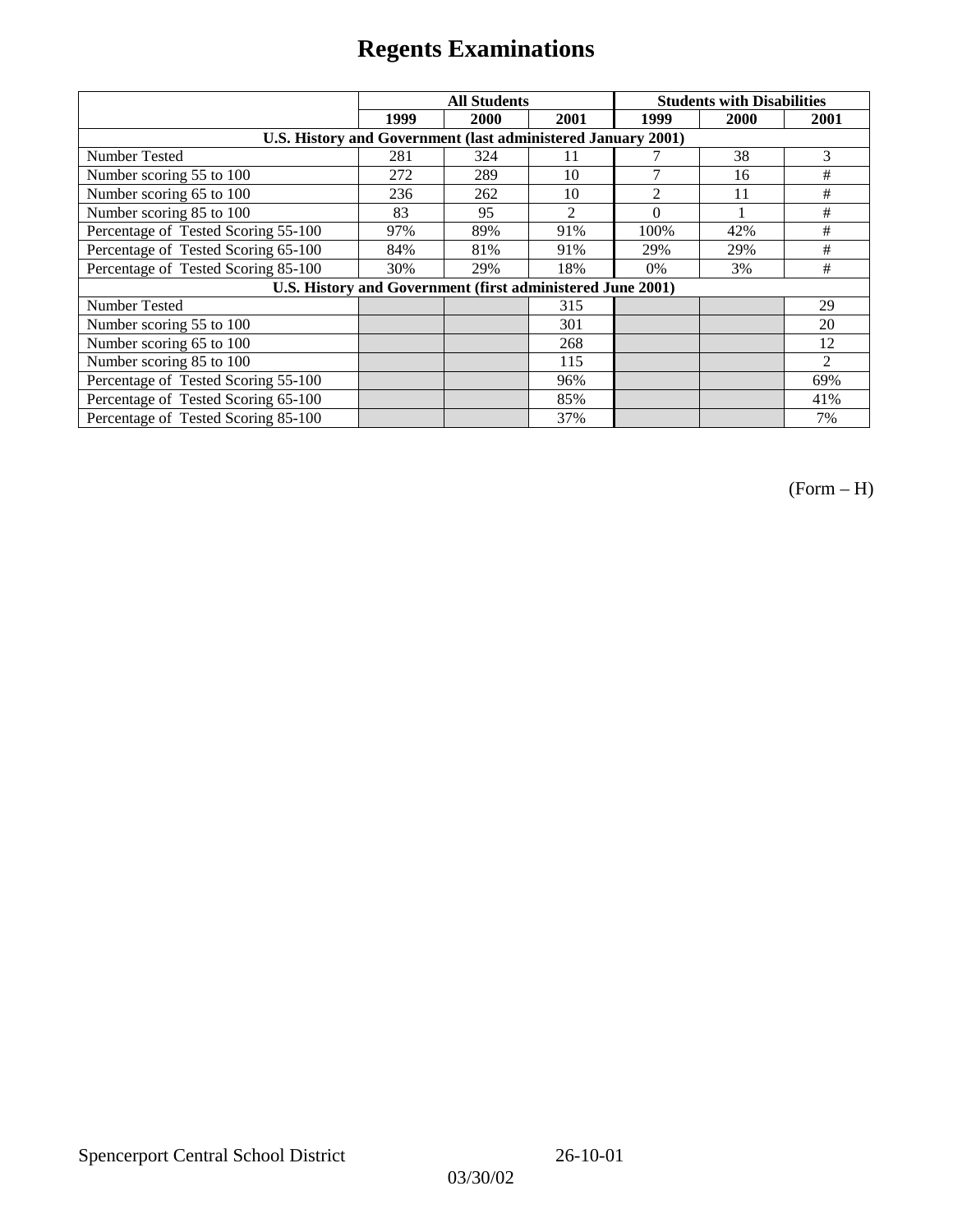# Regents Examinations

| | All Students | | | Students with Disabilities | | |
|---|---|---|---|---|---|---|
| | 1999 | 2000 | 2001 | 1999 | 2000 | 2001 |
| **U.S. History and Government (last administered January 2001)** | | | | | | |
| Number Tested | 281 | 324 | 11 | 7 | 38 | 3 |
| Number scoring 55 to 100 | 272 | 289 | 10 | 7 | 16 | # |
| Number scoring 65 to 100 | 236 | 262 | 10 | 2 | 11 | # |
| Number scoring 85 to 100 | 83 | 95 | 2 | 0 | 1 | # |
| Percentage of Tested Scoring 55-100 | 97% | 89% | 91% | 100% | 42% | # |
| Percentage of Tested Scoring 65-100 | 84% | 81% | 91% | 29% | 29% | # |
| Percentage of Tested Scoring 85-100 | 30% | 29% | 18% | 0% | 3% | # |
| **U.S. History and Government (first administered June 2001)** | | | | | | |
| Number Tested | | | 315 | | | 29 |
| Number scoring 55 to 100 | | | 301 | | | 20 |
| Number scoring 65 to 100 | | | 268 | | | 12 |
| Number scoring 85 to 100 | | | 115 | | | 2 |
| Percentage of Tested Scoring 55-100 | | | 96% | | | 69% |
| Percentage of Tested Scoring 65-100 | | | 85% | | | 41% |
| Percentage of Tested Scoring 85-100 | | | 37% | | | 7% |

(Form – H)

Spencerport Central School District 26-10-01

03/30/02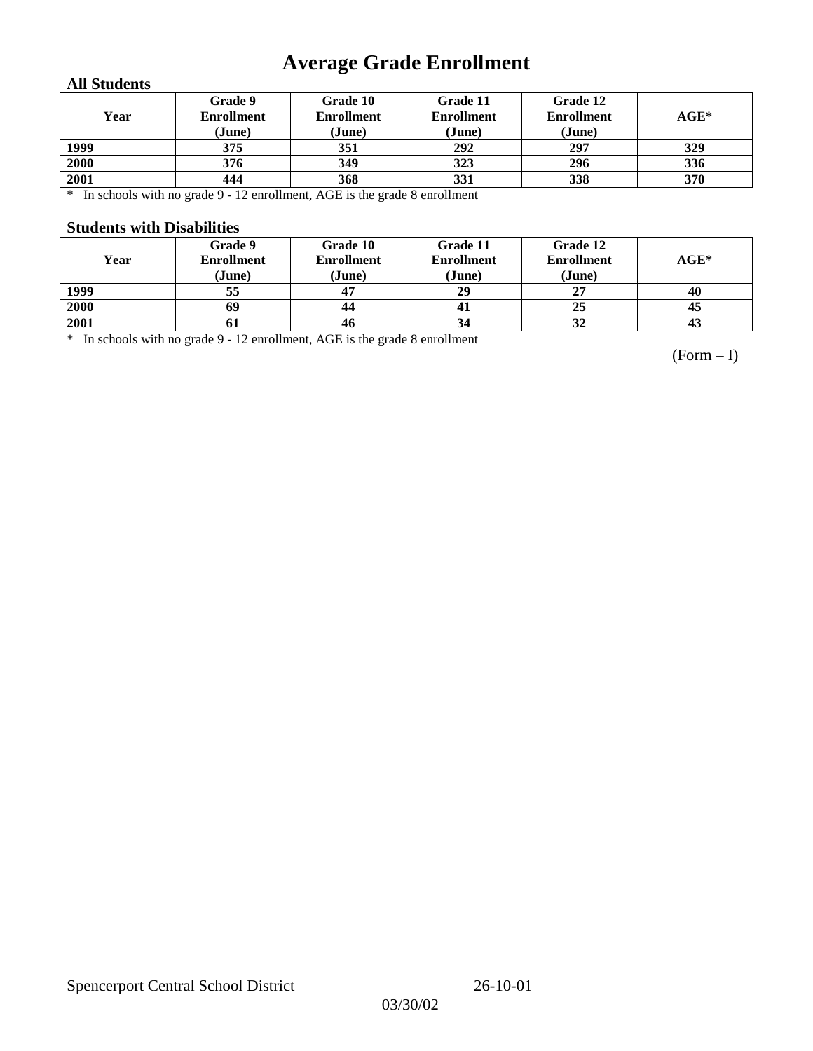# Average Grade Enrollment

### All Students

| Year | Grade 9 Enrollment (June) | Grade 10 Enrollment (June) | Grade 11 Enrollment (June) | Grade 12 Enrollment (June) | AGE* |
|---|---|---|---|---|---|
| 1999 | 375 | 351 | 292 | 297 | 329 |
| 2000 | 376 | 349 | 323 | 296 | 336 |
| 2001 | 444 | 368 | 331 | 338 | 370 |

* In schools with no grade 9 - 12 enrollment, AGE is the grade 8 enrollment

### Students with Disabilities

| Year | Grade 9 Enrollment (June) | Grade 10 Enrollment (June) | Grade 11 Enrollment (June) | Grade 12 Enrollment (June) | AGE* |
|---|---|---|---|---|---|
| 1999 | 55 | 47 | 29 | 27 | 40 |
| 2000 | 69 | 44 | 41 | 25 | 45 |
| 2001 | 61 | 46 | 34 | 32 | 43 |

* In schools with no grade 9 - 12 enrollment, AGE is the grade 8 enrollment

(Form – I)

Spencerport Central School District 26-10-01

03/30/02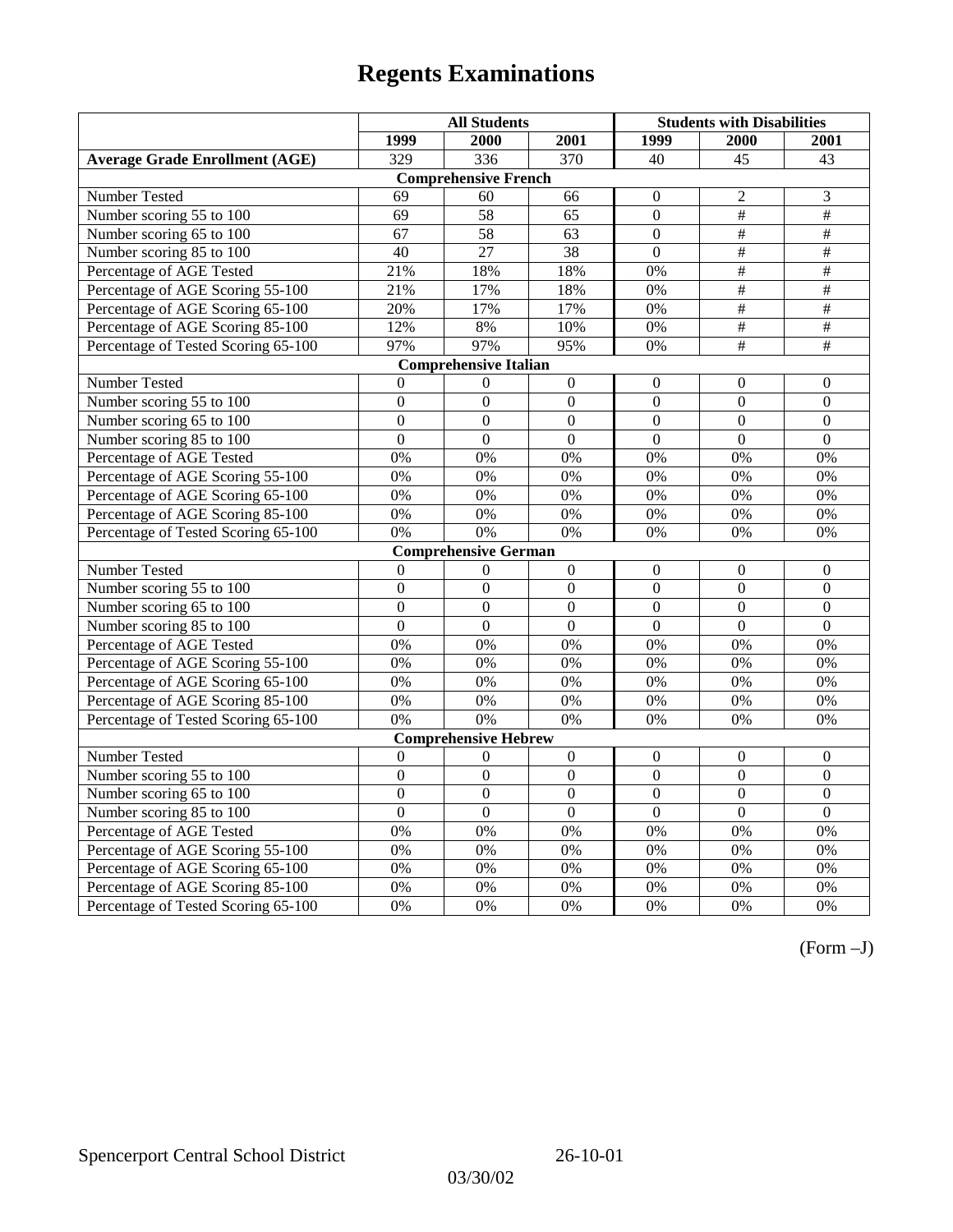# Regents Examinations

| | All Students | | | Students with Disabilities | | |
|---|---|---|---|---|---|---|
| | 1999 | 2000 | 2001 | 1999 | 2000 | 2001 |
| **Average Grade Enrollment (AGE)** | 329 | 336 | 370 | 40 | 45 | 43 |
| **Comprehensive French** | | | | | | |
| Number Tested | 69 | 60 | 66 | 0 | 2 | 3 |
| Number scoring 55 to 100 | 69 | 58 | 65 | 0 | # | # |
| Number scoring 65 to 100 | 67 | 58 | 63 | 0 | # | # |
| Number scoring 85 to 100 | 40 | 27 | 38 | 0 | # | # |
| Percentage of AGE Tested | 21% | 18% | 18% | 0% | # | # |
| Percentage of AGE Scoring 55-100 | 21% | 17% | 18% | 0% | # | # |
| Percentage of AGE Scoring 65-100 | 20% | 17% | 17% | 0% | # | # |
| Percentage of AGE Scoring 85-100 | 12% | 8% | 10% | 0% | # | # |
| Percentage of Tested Scoring 65-100 | 97% | 97% | 95% | 0% | # | # |
| **Comprehensive Italian** | | | | | | |
| Number Tested | 0 | 0 | 0 | 0 | 0 | 0 |
| Number scoring 55 to 100 | 0 | 0 | 0 | 0 | 0 | 0 |
| Number scoring 65 to 100 | 0 | 0 | 0 | 0 | 0 | 0 |
| Number scoring 85 to 100 | 0 | 0 | 0 | 0 | 0 | 0 |
| Percentage of AGE Tested | 0% | 0% | 0% | 0% | 0% | 0% |
| Percentage of AGE Scoring 55-100 | 0% | 0% | 0% | 0% | 0% | 0% |
| Percentage of AGE Scoring 65-100 | 0% | 0% | 0% | 0% | 0% | 0% |
| Percentage of AGE Scoring 85-100 | 0% | 0% | 0% | 0% | 0% | 0% |
| Percentage of Tested Scoring 65-100 | 0% | 0% | 0% | 0% | 0% | 0% |
| **Comprehensive German** | | | | | | |
| Number Tested | 0 | 0 | 0 | 0 | 0 | 0 |
| Number scoring 55 to 100 | 0 | 0 | 0 | 0 | 0 | 0 |
| Number scoring 65 to 100 | 0 | 0 | 0 | 0 | 0 | 0 |
| Number scoring 85 to 100 | 0 | 0 | 0 | 0 | 0 | 0 |
| Percentage of AGE Tested | 0% | 0% | 0% | 0% | 0% | 0% |
| Percentage of AGE Scoring 55-100 | 0% | 0% | 0% | 0% | 0% | 0% |
| Percentage of AGE Scoring 65-100 | 0% | 0% | 0% | 0% | 0% | 0% |
| Percentage of AGE Scoring 85-100 | 0% | 0% | 0% | 0% | 0% | 0% |
| Percentage of Tested Scoring 65-100 | 0% | 0% | 0% | 0% | 0% | 0% |
| **Comprehensive Hebrew** | | | | | | |
| Number Tested | 0 | 0 | 0 | 0 | 0 | 0 |
| Number scoring 55 to 100 | 0 | 0 | 0 | 0 | 0 | 0 |
| Number scoring 65 to 100 | 0 | 0 | 0 | 0 | 0 | 0 |
| Number scoring 85 to 100 | 0 | 0 | 0 | 0 | 0 | 0 |
| Percentage of AGE Tested | 0% | 0% | 0% | 0% | 0% | 0% |
| Percentage of AGE Scoring 55-100 | 0% | 0% | 0% | 0% | 0% | 0% |
| Percentage of AGE Scoring 65-100 | 0% | 0% | 0% | 0% | 0% | 0% |
| Percentage of AGE Scoring 85-100 | 0% | 0% | 0% | 0% | 0% | 0% |
| Percentage of Tested Scoring 65-100 | 0% | 0% | 0% | 0% | 0% | 0% |

(Form –J)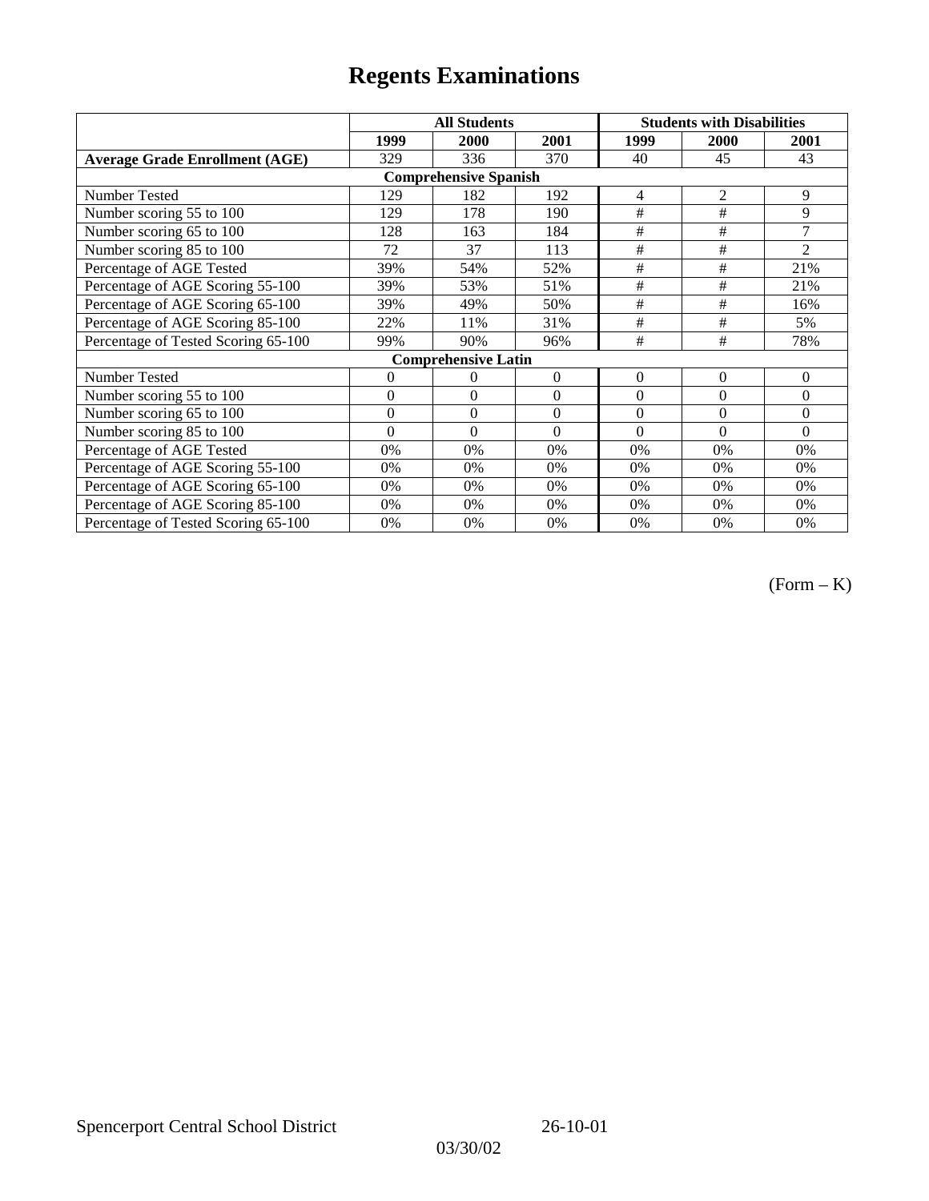# Regents Examinations

| | All Students | | | Students with Disabilities | | |
|---|---|---|---|---|---|---|
| | 1999 | 2000 | 2001 | 1999 | 2000 | 2001 |
| **Average Grade Enrollment (AGE)** | 329 | 336 | 370 | 40 | 45 | 43 |
| **Comprehensive Spanish** | | | | | | |
| Number Tested | 129 | 182 | 192 | 4 | 2 | 9 |
| Number scoring 55 to 100 | 129 | 178 | 190 | # | # | 9 |
| Number scoring 65 to 100 | 128 | 163 | 184 | # | # | 7 |
| Number scoring 85 to 100 | 72 | 37 | 113 | # | # | 2 |
| Percentage of AGE Tested | 39% | 54% | 52% | # | # | 21% |
| Percentage of AGE Scoring 55-100 | 39% | 53% | 51% | # | # | 21% |
| Percentage of AGE Scoring 65-100 | 39% | 49% | 50% | # | # | 16% |
| Percentage of AGE Scoring 85-100 | 22% | 11% | 31% | # | # | 5% |
| Percentage of Tested Scoring 65-100 | 99% | 90% | 96% | # | # | 78% |
| **Comprehensive Latin** | | | | | | |
| Number Tested | 0 | 0 | 0 | 0 | 0 | 0 |
| Number scoring 55 to 100 | 0 | 0 | 0 | 0 | 0 | 0 |
| Number scoring 65 to 100 | 0 | 0 | 0 | 0 | 0 | 0 |
| Number scoring 85 to 100 | 0 | 0 | 0 | 0 | 0 | 0 |
| Percentage of AGE Tested | 0% | 0% | 0% | 0% | 0% | 0% |
| Percentage of AGE Scoring 55-100 | 0% | 0% | 0% | 0% | 0% | 0% |
| Percentage of AGE Scoring 65-100 | 0% | 0% | 0% | 0% | 0% | 0% |
| Percentage of AGE Scoring 85-100 | 0% | 0% | 0% | 0% | 0% | 0% |
| Percentage of Tested Scoring 65-100 | 0% | 0% | 0% | 0% | 0% | 0% |

(Form – K)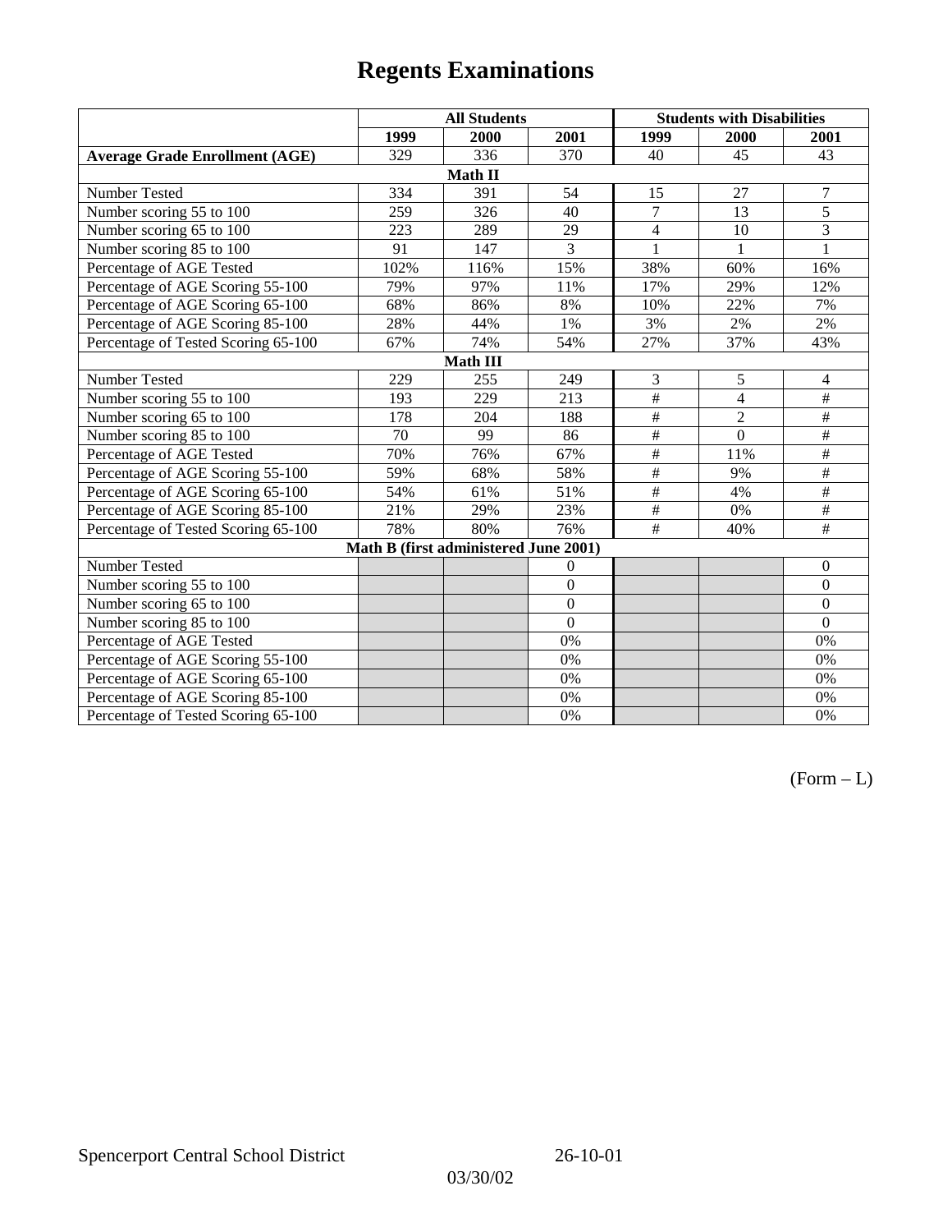# Regents Examinations

| | All Students | | | Students with Disabilities | | |
|---|---|---|---|---|---|---|
| | 1999 | 2000 | 2001 | 1999 | 2000 | 2001 |
| **Average Grade Enrollment (AGE)** | 329 | 336 | 370 | 40 | 45 | 43 |
| **Math II** | | | | | | |
| Number Tested | 334 | 391 | 54 | 15 | 27 | 7 |
| Number scoring 55 to 100 | 259 | 326 | 40 | 7 | 13 | 5 |
| Number scoring 65 to 100 | 223 | 289 | 29 | 4 | 10 | 3 |
| Number scoring 85 to 100 | 91 | 147 | 3 | 1 | 1 | 1 |
| Percentage of AGE Tested | 102% | 116% | 15% | 38% | 60% | 16% |
| Percentage of AGE Scoring 55-100 | 79% | 97% | 11% | 17% | 29% | 12% |
| Percentage of AGE Scoring 65-100 | 68% | 86% | 8% | 10% | 22% | 7% |
| Percentage of AGE Scoring 85-100 | 28% | 44% | 1% | 3% | 2% | 2% |
| Percentage of Tested Scoring 65-100 | 67% | 74% | 54% | 27% | 37% | 43% |
| **Math III** | | | | | | |
| Number Tested | 229 | 255 | 249 | 3 | 5 | 4 |
| Number scoring 55 to 100 | 193 | 229 | 213 | # | 4 | # |
| Number scoring 65 to 100 | 178 | 204 | 188 | # | 2 | # |
| Number scoring 85 to 100 | 70 | 99 | 86 | # | 0 | # |
| Percentage of AGE Tested | 70% | 76% | 67% | # | 11% | # |
| Percentage of AGE Scoring 55-100 | 59% | 68% | 58% | # | 9% | # |
| Percentage of AGE Scoring 65-100 | 54% | 61% | 51% | # | 4% | # |
| Percentage of AGE Scoring 85-100 | 21% | 29% | 23% | # | 0% | # |
| Percentage of Tested Scoring 65-100 | 78% | 80% | 76% | # | 40% | # |
| **Math B (first administered June 2001)** | | | | | | |
| Number Tested | | | 0 | | | 0 |
| Number scoring 55 to 100 | | | 0 | | | 0 |
| Number scoring 65 to 100 | | | 0 | | | 0 |
| Number scoring 85 to 100 | | | 0 | | | 0 |
| Percentage of AGE Tested | | | 0% | | | 0% |
| Percentage of AGE Scoring 55-100 | | | 0% | | | 0% |
| Percentage of AGE Scoring 65-100 | | | 0% | | | 0% |
| Percentage of AGE Scoring 85-100 | | | 0% | | | 0% |
| Percentage of Tested Scoring 65-100 | | | 0% | | | 0% |

(Form – L)

Spencerport Central School District 26-10-01

03/30/02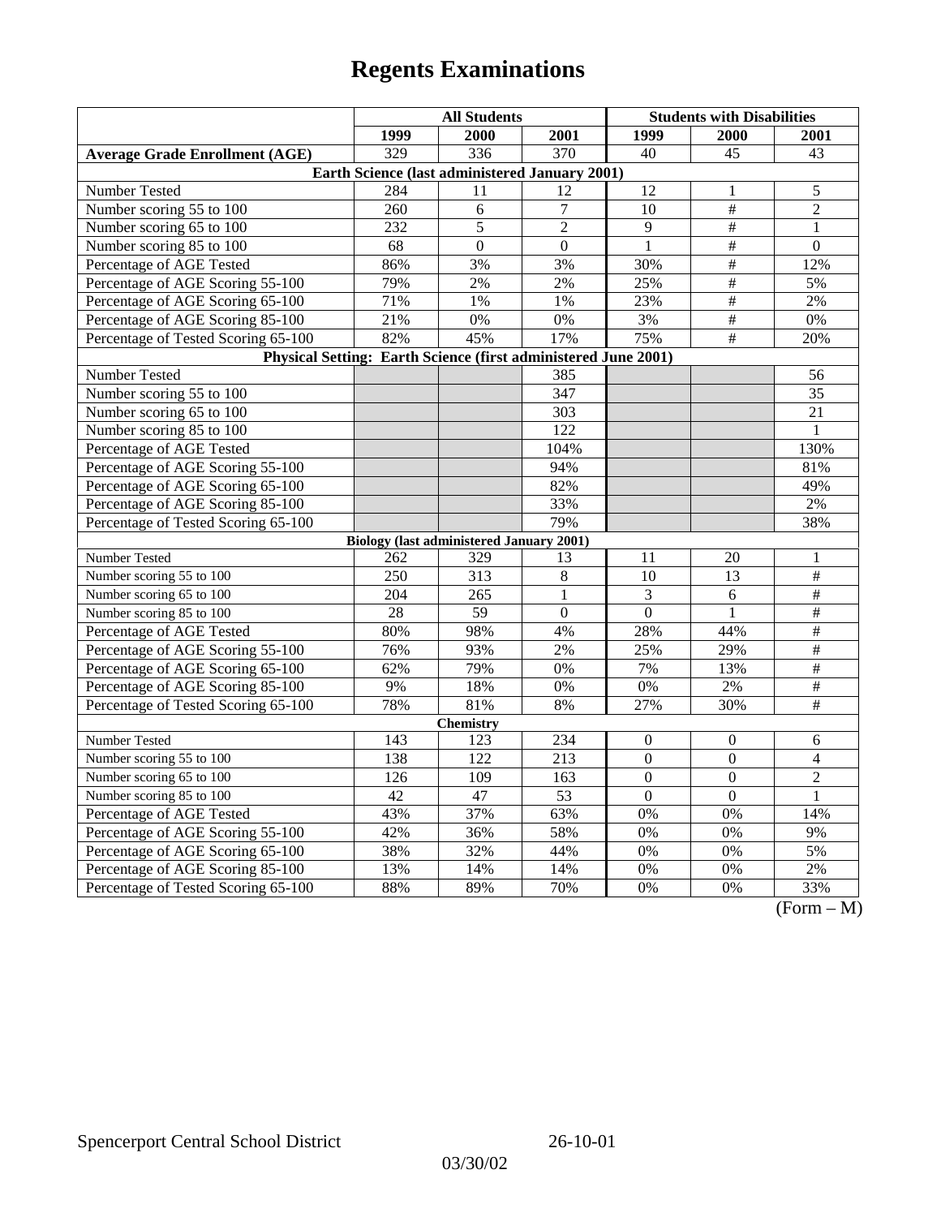# Regents Examinations

| | All Students | | | Students with Disabilities | | |
|---|---|---|---|---|---|---|
| | 1999 | 2000 | 2001 | 1999 | 2000 | 2001 |
| **Average Grade Enrollment (AGE)** | 329 | 336 | 370 | 40 | 45 | 43 |
| **Earth Science (last administered January 2001)** | | | | | | |
| Number Tested | 284 | 11 | 12 | 12 | 1 | 5 |
| Number scoring 55 to 100 | 260 | 6 | 7 | 10 | # | 2 |
| Number scoring 65 to 100 | 232 | 5 | 2 | 9 | # | 1 |
| Number scoring 85 to 100 | 68 | 0 | 0 | 1 | # | 0 |
| Percentage of AGE Tested | 86% | 3% | 3% | 30% | # | 12% |
| Percentage of AGE Scoring 55-100 | 79% | 2% | 2% | 25% | # | 5% |
| Percentage of AGE Scoring 65-100 | 71% | 1% | 1% | 23% | # | 2% |
| Percentage of AGE Scoring 85-100 | 21% | 0% | 0% | 3% | # | 0% |
| Percentage of Tested Scoring 65-100 | 82% | 45% | 17% | 75% | # | 20% |
| **Physical Setting: Earth Science (first administered June 2001)** | | | | | | |
| Number Tested | | | 385 | | | 56 |
| Number scoring 55 to 100 | | | 347 | | | 35 |
| Number scoring 65 to 100 | | | 303 | | | 21 |
| Number scoring 85 to 100 | | | 122 | | | 1 |
| Percentage of AGE Tested | | | 104% | | | 130% |
| Percentage of AGE Scoring 55-100 | | | 94% | | | 81% |
| Percentage of AGE Scoring 65-100 | | | 82% | | | 49% |
| Percentage of AGE Scoring 85-100 | | | 33% | | | 2% |
| Percentage of Tested Scoring 65-100 | | | 79% | | | 38% |
| **Biology (last administered January 2001)** | | | | | | |
| Number Tested | 262 | 329 | 13 | 11 | 20 | 1 |
| Number scoring 55 to 100 | 250 | 313 | 8 | 10 | 13 | # |
| Number scoring 65 to 100 | 204 | 265 | 1 | 3 | 6 | # |
| Number scoring 85 to 100 | 28 | 59 | 0 | 0 | 1 | # |
| Percentage of AGE Tested | 80% | 98% | 4% | 28% | 44% | # |
| Percentage of AGE Scoring 55-100 | 76% | 93% | 2% | 25% | 29% | # |
| Percentage of AGE Scoring 65-100 | 62% | 79% | 0% | 7% | 13% | # |
| Percentage of AGE Scoring 85-100 | 9% | 18% | 0% | 0% | 2% | # |
| Percentage of Tested Scoring 65-100 | 78% | 81% | 8% | 27% | 30% | # |
| **Chemistry** | | | | | | |
| Number Tested | 143 | 123 | 234 | 0 | 0 | 6 |
| Number scoring 55 to 100 | 138 | 122 | 213 | 0 | 0 | 4 |
| Number scoring 65 to 100 | 126 | 109 | 163 | 0 | 0 | 2 |
| Number scoring 85 to 100 | 42 | 47 | 53 | 0 | 0 | 1 |
| Percentage of AGE Tested | 43% | 37% | 63% | 0% | 0% | 14% |
| Percentage of AGE Scoring 55-100 | 42% | 36% | 58% | 0% | 0% | 9% |
| Percentage of AGE Scoring 65-100 | 38% | 32% | 44% | 0% | 0% | 5% |
| Percentage of AGE Scoring 85-100 | 13% | 14% | 14% | 0% | 0% | 2% |
| Percentage of Tested Scoring 65-100 | 88% | 89% | 70% | 0% | 0% | 33% |

(Form – M)

Spencerport Central School District 26-10-01

03/30/02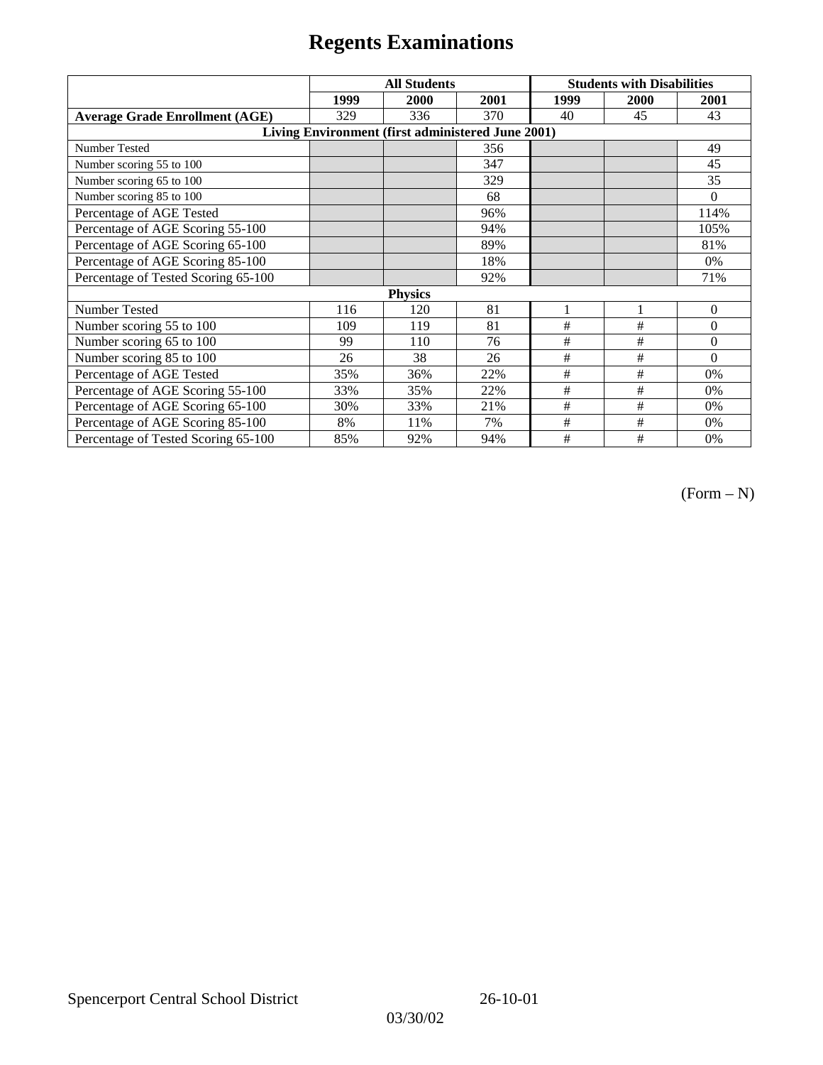# Regents Examinations

| | All Students | | | Students with Disabilities | | |
|---|---|---|---|---|---|---|
| | 1999 | 2000 | 2001 | 1999 | 2000 | 2001 |
| **Average Grade Enrollment (AGE)** | 329 | 336 | 370 | 40 | 45 | 43 |
| **Living Environment (first administered June 2001)** | | | | | | |
| Number Tested | | | 356 | | | 49 |
| Number scoring 55 to 100 | | | 347 | | | 45 |
| Number scoring 65 to 100 | | | 329 | | | 35 |
| Number scoring 85 to 100 | | | 68 | | | 0 |
| Percentage of AGE Tested | | | 96% | | | 114% |
| Percentage of AGE Scoring 55-100 | | | 94% | | | 105% |
| Percentage of AGE Scoring 65-100 | | | 89% | | | 81% |
| Percentage of AGE Scoring 85-100 | | | 18% | | | 0% |
| Percentage of Tested Scoring 65-100 | | | 92% | | | 71% |
| **Physics** | | | | | | |
| Number Tested | 116 | 120 | 81 | 1 | 1 | 0 |
| Number scoring 55 to 100 | 109 | 119 | 81 | # | # | 0 |
| Number scoring 65 to 100 | 99 | 110 | 76 | # | # | 0 |
| Number scoring 85 to 100 | 26 | 38 | 26 | # | # | 0 |
| Percentage of AGE Tested | 35% | 36% | 22% | # | # | 0% |
| Percentage of AGE Scoring 55-100 | 33% | 35% | 22% | # | # | 0% |
| Percentage of AGE Scoring 65-100 | 30% | 33% | 21% | # | # | 0% |
| Percentage of AGE Scoring 85-100 | 8% | 11% | 7% | # | # | 0% |
| Percentage of Tested Scoring 65-100 | 85% | 92% | 94% | # | # | 0% |

(Form – N)

Spencerport Central School District 26-10-01

03/30/02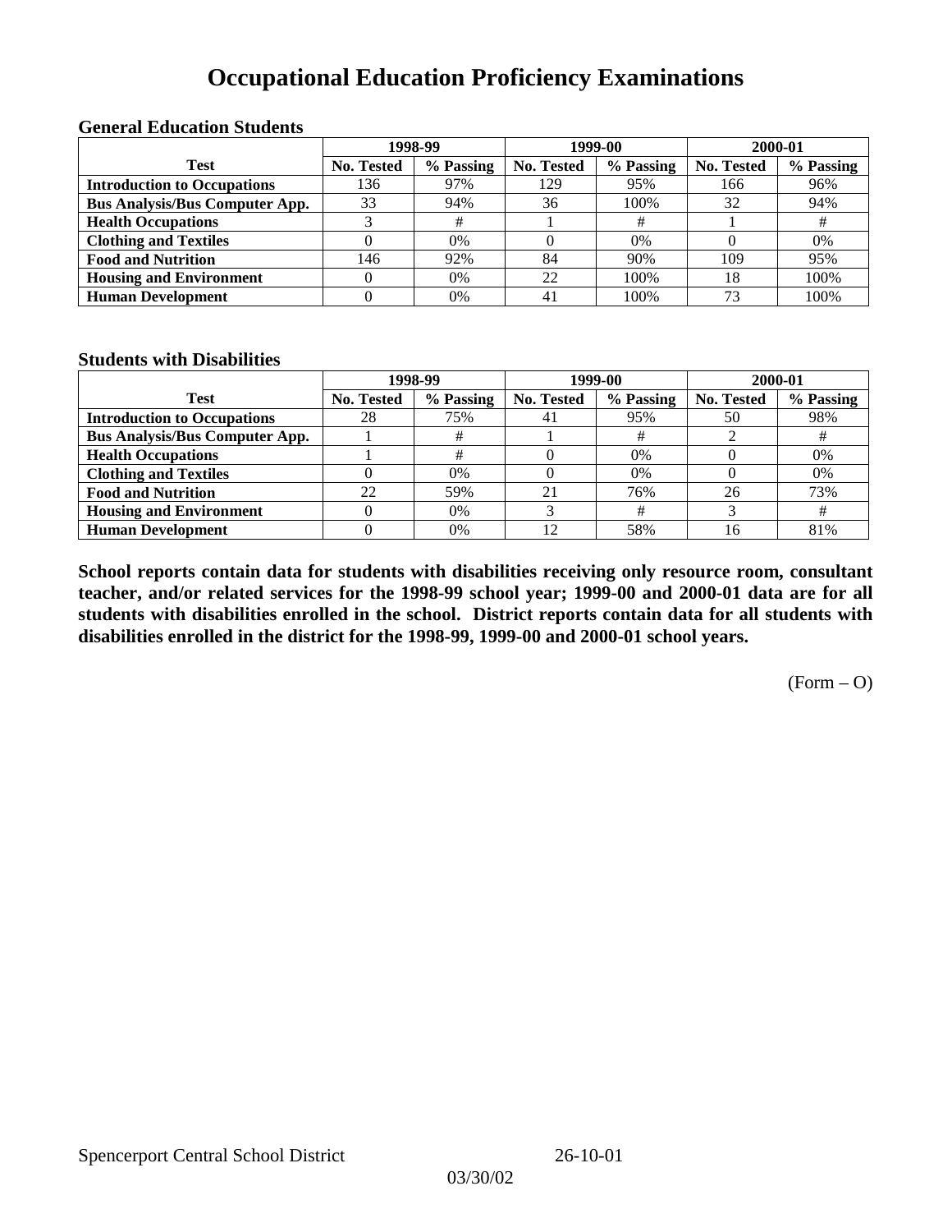# Occupational Education Proficiency Examinations

### General Education Students

| | 1998-99 | | 1999-00 | | 2000-01 | |
|---|---|---|---|---|---|---|
| **Test** | **No. Tested** | **% Passing** | **No. Tested** | **% Passing** | **No. Tested** | **% Passing** |
| **Introduction to Occupations** | 136 | 97% | 129 | 95% | 166 | 96% |
| **Bus Analysis/Bus Computer App.** | 33 | 94% | 36 | 100% | 32 | 94% |
| **Health Occupations** | 3 | # | 1 | # | 1 | # |
| **Clothing and Textiles** | 0 | 0% | 0 | 0% | 0 | 0% |
| **Food and Nutrition** | 146 | 92% | 84 | 90% | 109 | 95% |
| **Housing and Environment** | 0 | 0% | 22 | 100% | 18 | 100% |
| **Human Development** | 0 | 0% | 41 | 100% | 73 | 100% |

### Students with Disabilities

| | 1998-99 | | 1999-00 | | 2000-01 | |
|---|---|---|---|---|---|---|
| **Test** | **No. Tested** | **% Passing** | **No. Tested** | **% Passing** | **No. Tested** | **% Passing** |
| **Introduction to Occupations** | 28 | 75% | 41 | 95% | 50 | 98% |
| **Bus Analysis/Bus Computer App.** | 1 | # | 1 | # | 2 | # |
| **Health Occupations** | 1 | # | 0 | 0% | 0 | 0% |
| **Clothing and Textiles** | 0 | 0% | 0 | 0% | 0 | 0% |
| **Food and Nutrition** | 22 | 59% | 21 | 76% | 26 | 73% |
| **Housing and Environment** | 0 | 0% | 3 | # | 3 | # |
| **Human Development** | 0 | 0% | 12 | 58% | 16 | 81% |

**School reports contain data for students with disabilities receiving only resource room, consultant teacher, and/or related services for the 1998-99 school year; 1999-00 and 2000-01 data are for all students with disabilities enrolled in the school. District reports contain data for all students with disabilities enrolled in the district for the 1998-99, 1999-00 and 2000-01 school years.**

(Form – O)